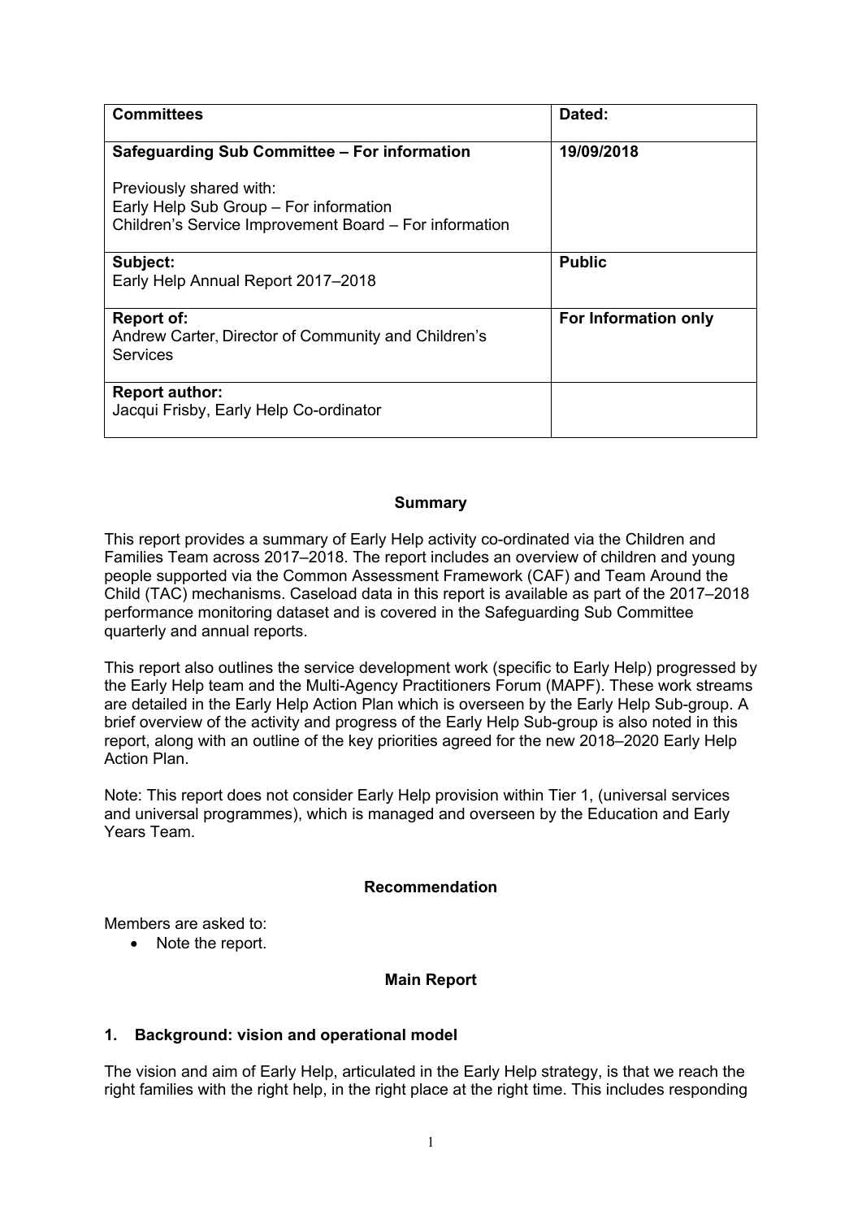| **Committees** | **Dated:** |
|---|---|
| **Safeguarding Sub Committee – For information**<br><br>Previously shared with:<br>Early Help Sub Group – For information<br>Children's Service Improvement Board – For information | **19/09/2018** |
| **Subject:**<br>Early Help Annual Report 2017–2018 | **Public** |
| **Report of:**<br>Andrew Carter, Director of Community and Children's Services | **For Information only** |
| **Report author:**<br>Jacqui Frisby, Early Help Co-ordinator | |

**Summary**

This report provides a summary of Early Help activity co-ordinated via the Children and Families Team across 2017–2018. The report includes an overview of children and young people supported via the Common Assessment Framework (CAF) and Team Around the Child (TAC) mechanisms. Caseload data in this report is available as part of the 2017–2018 performance monitoring dataset and is covered in the Safeguarding Sub Committee quarterly and annual reports.

This report also outlines the service development work (specific to Early Help) progressed by the Early Help team and the Multi-Agency Practitioners Forum (MAPF). These work streams are detailed in the Early Help Action Plan which is overseen by the Early Help Sub-group. A brief overview of the activity and progress of the Early Help Sub-group is also noted in this report, along with an outline of the key priorities agreed for the new 2018–2020 Early Help Action Plan.

Note: This report does not consider Early Help provision within Tier 1, (universal services and universal programmes), which is managed and overseen by the Education and Early Years Team.

**Recommendation**

Members are asked to:

- Note the report.

**Main Report**

## 1. Background: vision and operational model

The vision and aim of Early Help, articulated in the Early Help strategy, is that we reach the right families with the right help, in the right place at the right time. This includes responding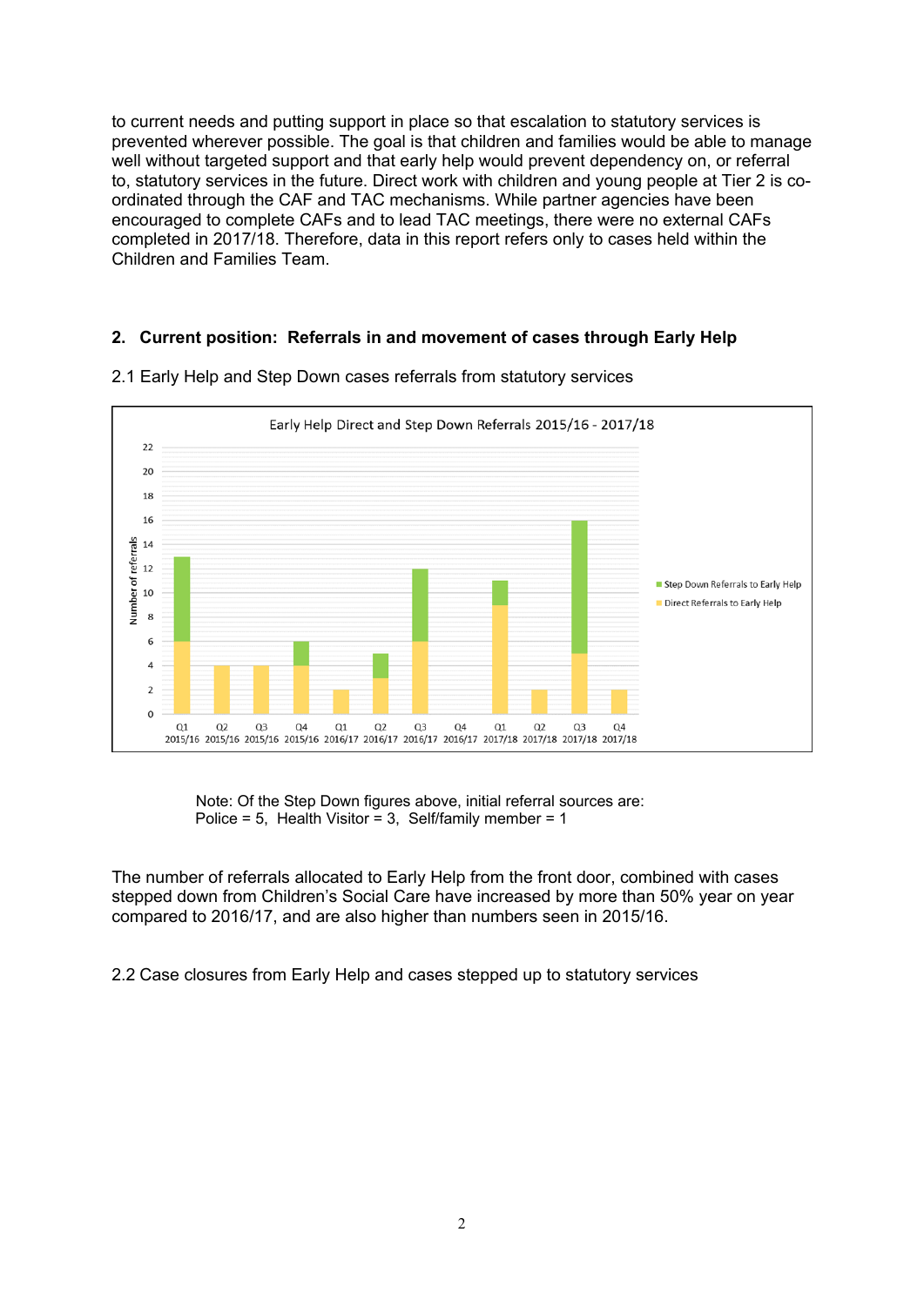to current needs and putting support in place so that escalation to statutory services is prevented wherever possible. The goal is that children and families would be able to manage well without targeted support and that early help would prevent dependency on, or referral to, statutory services in the future. Direct work with children and young people at Tier 2 is co-ordinated through the CAF and TAC mechanisms. While partner agencies have been encouraged to complete CAFs and to lead TAC meetings, there were no external CAFs completed in 2017/18. Therefore, data in this report refers only to cases held within the Children and Families Team.

## 2. Current position: Referrals in and movement of cases through Early Help

2.1 Early Help and Step Down cases referrals from statutory services

Note: Of the Step Down figures above, initial referral sources are:
Police = 5, Health Visitor = 3, Self/family member = 1

The number of referrals allocated to Early Help from the front door, combined with cases stepped down from Children's Social Care have increased by more than 50% year on year compared to 2016/17, and are also higher than numbers seen in 2015/16.

2.2 Case closures from Early Help and cases stepped up to statutory services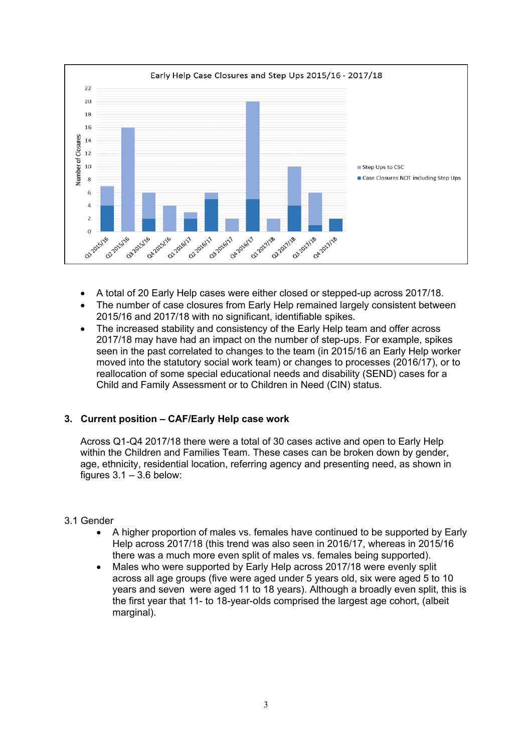Early Help Case Closures and Step Ups 2015/16 - 2017/18

| Quarter | Case Closures NOT including Step Ups | Step Ups to CSC | Total |
|---|---|---|---|
| Q1 2015/16 | 4 | 3 | 7 |
| Q2 2015/16 | 0 | 16 | 16 |
| Q3 2015/16 | 2 | 4 | 6 |
| Q4 2015/16 | 0 | 4 | 4 |
| Q1 2016/17 | 2 | 1 | 3 |
| Q2 2016/17 | 5 | 1 | 6 |
| Q3 2016/17 | 0 | 2 | 2 |
| Q4 2016/17 | 5 | 15 | 20 |
| Q1 2017/18 | 0 | 2 | 2 |
| Q2 2017/18 | 4 | 6 | 10 |
| Q3 2017/18 | 1 | 5 | 6 |
| Q4 2017/18 | 2 | 0 | 2 |

- A total of 20 Early Help cases were either closed or stepped-up across 2017/18.
- The number of case closures from Early Help remained largely consistent between 2015/16 and 2017/18 with no significant, identifiable spikes.
- The increased stability and consistency of the Early Help team and offer across 2017/18 may have had an impact on the number of step-ups. For example, spikes seen in the past correlated to changes to the team (in 2015/16 an Early Help worker moved into the statutory social work team) or changes to processes (2016/17), or to reallocation of some special educational needs and disability (SEND) cases for a Child and Family Assessment or to Children in Need (CIN) status.

## 3. Current position – CAF/Early Help case work

Across Q1-Q4 2017/18 there were a total of 30 cases active and open to Early Help within the Children and Families Team. These cases can be broken down by gender, age, ethnicity, residential location, referring agency and presenting need, as shown in figures 3.1 – 3.6 below:

### 3.1 Gender

- A higher proportion of males vs. females have continued to be supported by Early Help across 2017/18 (this trend was also seen in 2016/17, whereas in 2015/16 there was a much more even split of males vs. females being supported).
- Males who were supported by Early Help across 2017/18 were evenly split across all age groups (five were aged under 5 years old, six were aged 5 to 10 years and seven were aged 11 to 18 years). Although a broadly even split, this is the first year that 11- to 18-year-olds comprised the largest age cohort, (albeit marginal).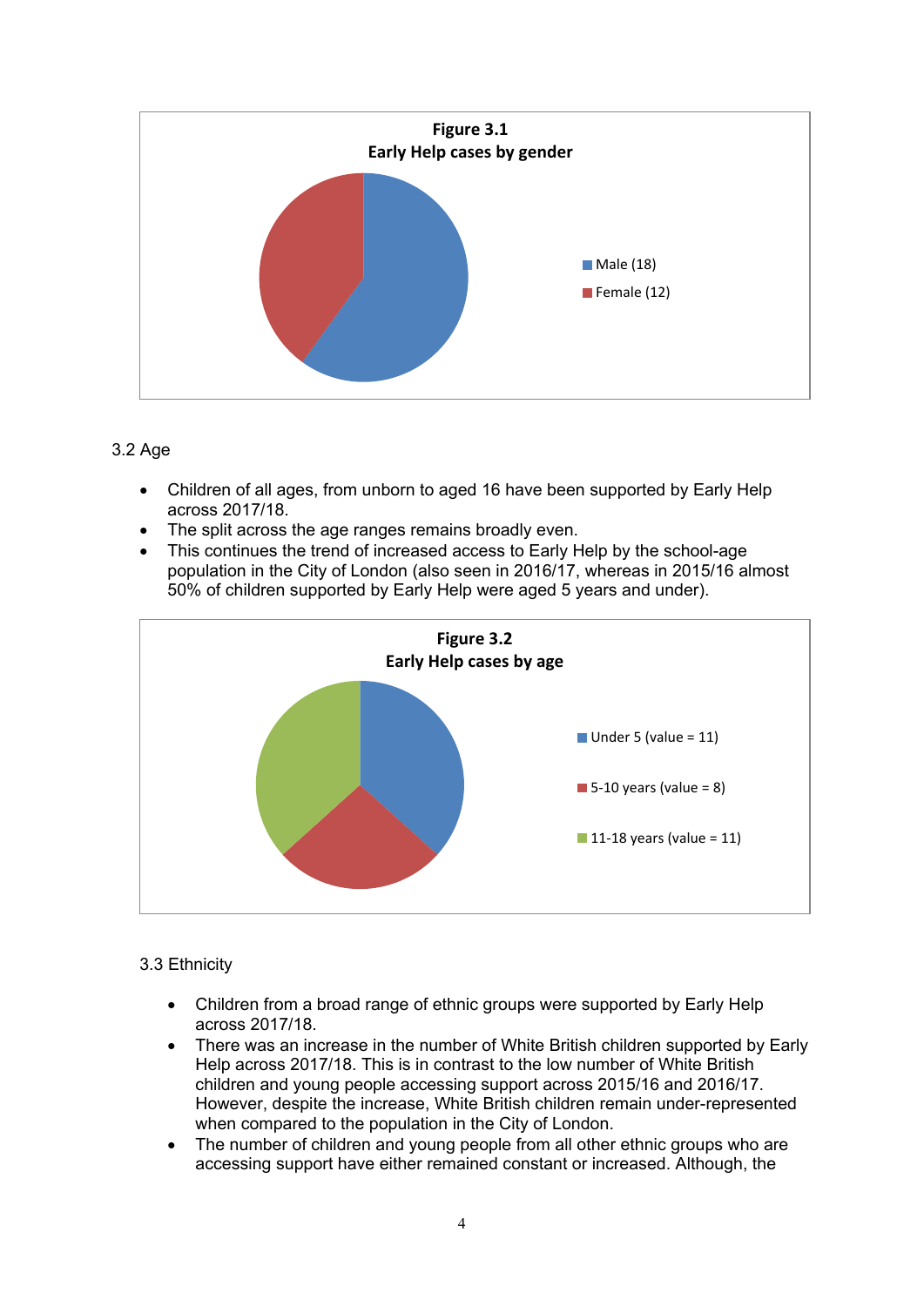**Figure 3.1**
**Early Help cases by gender**

- Male (18)
- Female (12)

3.2 Age

- Children of all ages, from unborn to aged 16 have been supported by Early Help across 2017/18.
- The split across the age ranges remains broadly even.
- This continues the trend of increased access to Early Help by the school-age population in the City of London (also seen in 2016/17, whereas in 2015/16 almost 50% of children supported by Early Help were aged 5 years and under).

**Figure 3.2**
**Early Help cases by age**

- Under 5 (value = 11)
- 5-10 years (value = 8)
- 11-18 years (value = 11)

3.3 Ethnicity

- Children from a broad range of ethnic groups were supported by Early Help across 2017/18.
- There was an increase in the number of White British children supported by Early Help across 2017/18. This is in contrast to the low number of White British children and young people accessing support across 2015/16 and 2016/17. However, despite the increase, White British children remain under-represented when compared to the population in the City of London.
- The number of children and young people from all other ethnic groups who are accessing support have either remained constant or increased. Although, the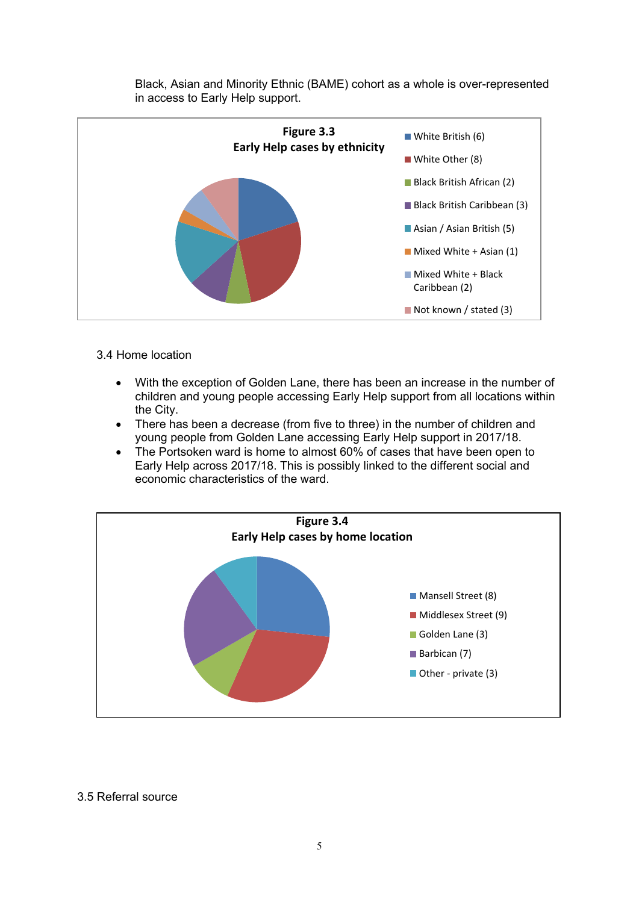Black, Asian and Minority Ethnic (BAME) cohort as a whole is over-represented in access to Early Help support.

**Figure 3.3**
**Early Help cases by ethnicity**

- White British (6)
- White Other (8)
- Black British African (2)
- Black British Caribbean (3)
- Asian / Asian British (5)
- Mixed White + Asian (1)
- Mixed White + Black Caribbean (2)
- Not known / stated (3)

3.4 Home location

- With the exception of Golden Lane, there has been an increase in the number of children and young people accessing Early Help support from all locations within the City.
- There has been a decrease (from five to three) in the number of children and young people from Golden Lane accessing Early Help support in 2017/18.
- The Portsoken ward is home to almost 60% of cases that have been open to Early Help across 2017/18. This is possibly linked to the different social and economic characteristics of the ward.

**Figure 3.4**
**Early Help cases by home location**

- Mansell Street (8)
- Middlesex Street (9)
- Golden Lane (3)
- Barbican (7)
- Other - private (3)

3.5 Referral source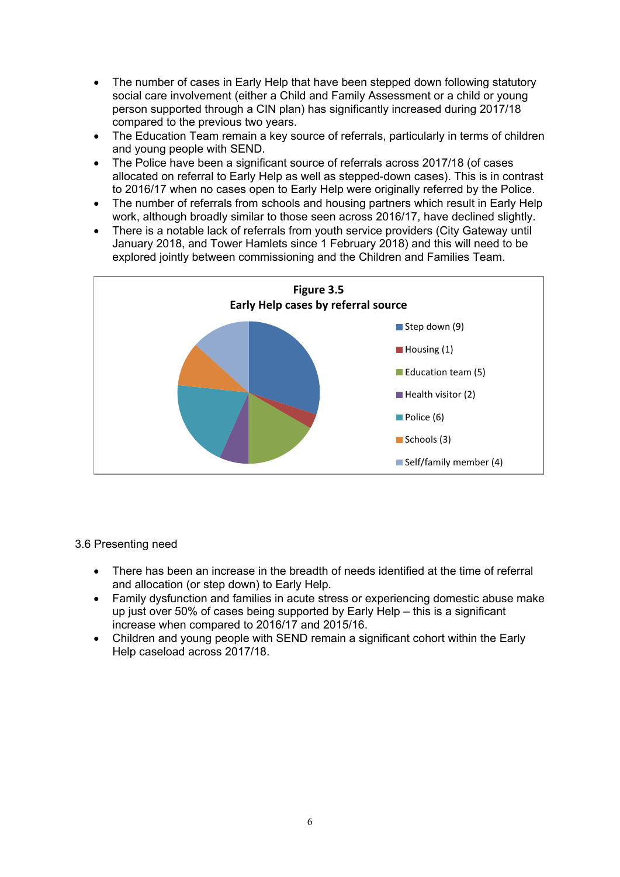- The number of cases in Early Help that have been stepped down following statutory social care involvement (either a Child and Family Assessment or a child or young person supported through a CIN plan) has significantly increased during 2017/18 compared to the previous two years.
- The Education Team remain a key source of referrals, particularly in terms of children and young people with SEND.
- The Police have been a significant source of referrals across 2017/18 (of cases allocated on referral to Early Help as well as stepped-down cases). This is in contrast to 2016/17 when no cases open to Early Help were originally referred by the Police.
- The number of referrals from schools and housing partners which result in Early Help work, although broadly similar to those seen across 2016/17, have declined slightly.
- There is a notable lack of referrals from youth service providers (City Gateway until January 2018, and Tower Hamlets since 1 February 2018) and this will need to be explored jointly between commissioning and the Children and Families Team.

**Figure 3.5**
**Early Help cases by referral source**

- Step down (9)
- Housing (1)
- Education team (5)
- Health visitor (2)
- Police (6)
- Schools (3)
- Self/family member (4)

3.6 Presenting need

- There has been an increase in the breadth of needs identified at the time of referral and allocation (or step down) to Early Help.
- Family dysfunction and families in acute stress or experiencing domestic abuse make up just over 50% of cases being supported by Early Help – this is a significant increase when compared to 2016/17 and 2015/16.
- Children and young people with SEND remain a significant cohort within the Early Help caseload across 2017/18.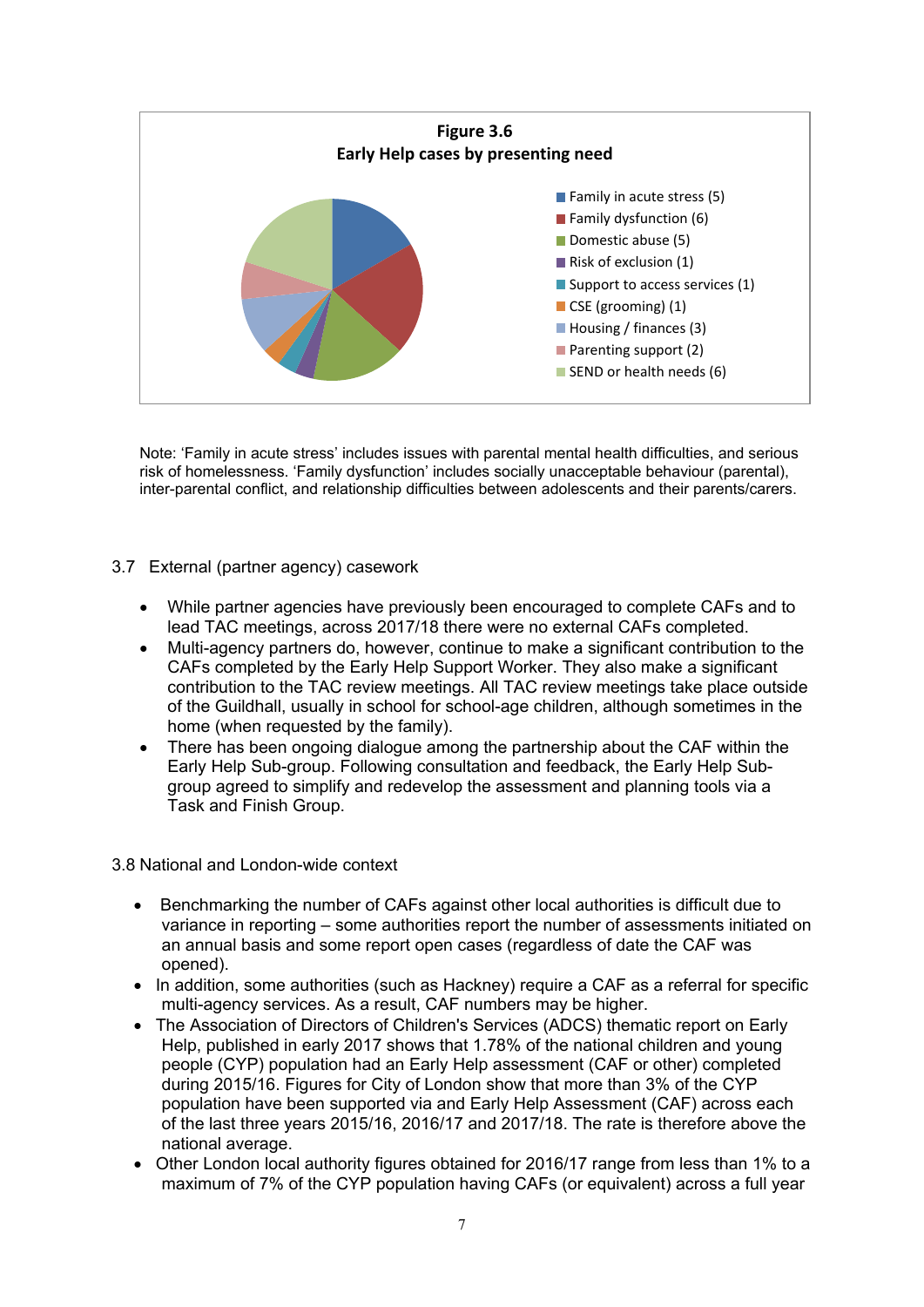**Figure 3.6**
**Early Help cases by presenting need**

- Family in acute stress (5)
- Family dysfunction (6)
- Domestic abuse (5)
- Risk of exclusion (1)
- Support to access services (1)
- CSE (grooming) (1)
- Housing / finances (3)
- Parenting support (2)
- SEND or health needs (6)

Note: 'Family in acute stress' includes issues with parental mental health difficulties, and serious risk of homelessness. 'Family dysfunction' includes socially unacceptable behaviour (parental), inter-parental conflict, and relationship difficulties between adolescents and their parents/carers.

### 3.7 External (partner agency) casework

- While partner agencies have previously been encouraged to complete CAFs and to lead TAC meetings, across 2017/18 there were no external CAFs completed.
- Multi-agency partners do, however, continue to make a significant contribution to the CAFs completed by the Early Help Support Worker. They also make a significant contribution to the TAC review meetings. All TAC review meetings take place outside of the Guildhall, usually in school for school-age children, although sometimes in the home (when requested by the family).
- There has been ongoing dialogue among the partnership about the CAF within the Early Help Sub-group. Following consultation and feedback, the Early Help Sub-group agreed to simplify and redevelop the assessment and planning tools via a Task and Finish Group.

### 3.8 National and London-wide context

- Benchmarking the number of CAFs against other local authorities is difficult due to variance in reporting – some authorities report the number of assessments initiated on an annual basis and some report open cases (regardless of date the CAF was opened).
- In addition, some authorities (such as Hackney) require a CAF as a referral for specific multi-agency services. As a result, CAF numbers may be higher.
- The Association of Directors of Children's Services (ADCS) thematic report on Early Help, published in early 2017 shows that 1.78% of the national children and young people (CYP) population had an Early Help assessment (CAF or other) completed during 2015/16. Figures for City of London show that more than 3% of the CYP population have been supported via and Early Help Assessment (CAF) across each of the last three years 2015/16, 2016/17 and 2017/18. The rate is therefore above the national average.
- Other London local authority figures obtained for 2016/17 range from less than 1% to a maximum of 7% of the CYP population having CAFs (or equivalent) across a full year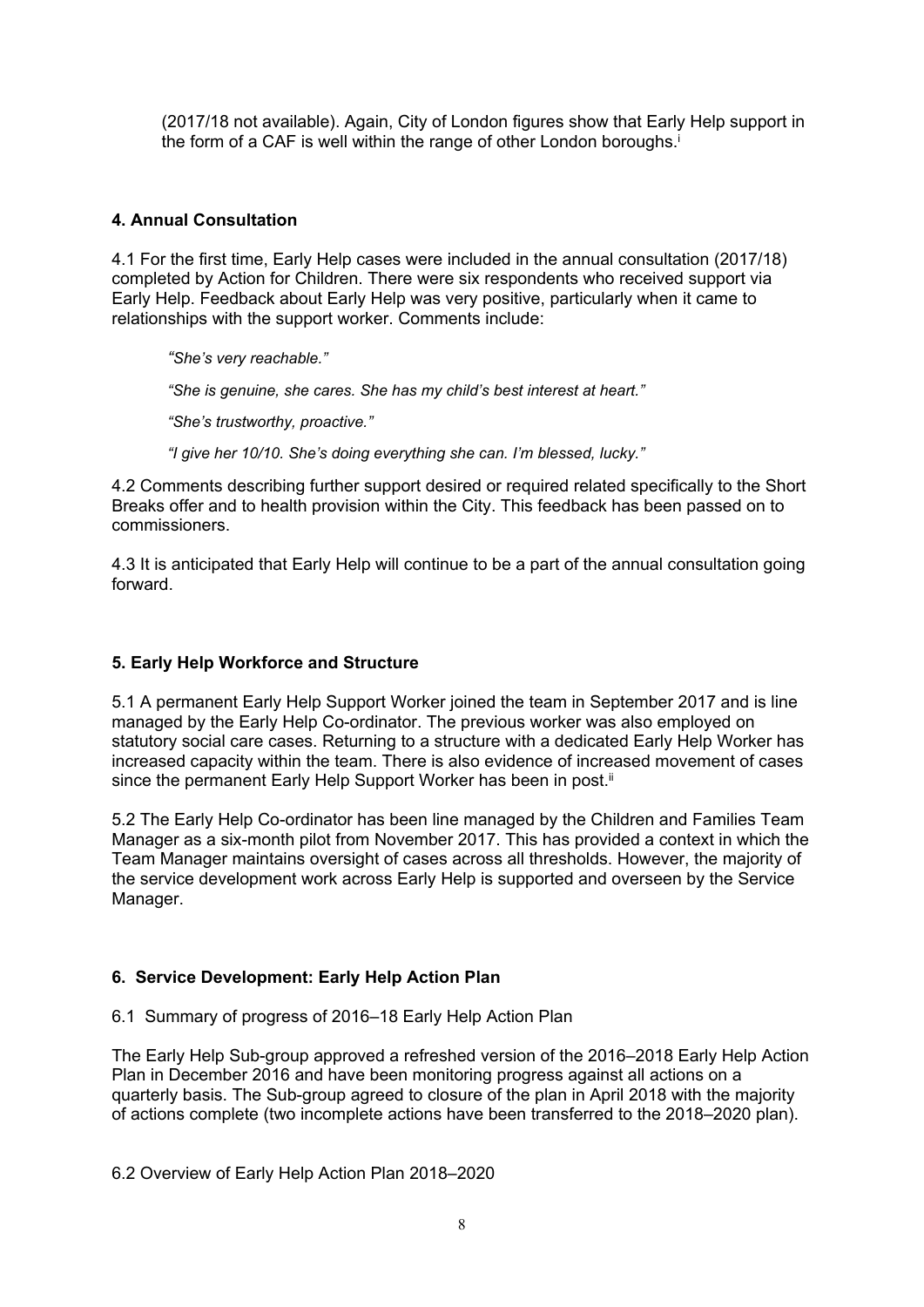(2017/18 not available). Again, City of London figures show that Early Help support in the form of a CAF is well within the range of other London boroughs.[i]

## 4. Annual Consultation

4.1 For the first time, Early Help cases were included in the annual consultation (2017/18) completed by Action for Children. There were six respondents who received support via Early Help. Feedback about Early Help was very positive, particularly when it came to relationships with the support worker. Comments include:

> *"She's very reachable."*
>
> *"She is genuine, she cares. She has my child's best interest at heart."*
>
> *"She's trustworthy, proactive."*
>
> *"I give her 10/10. She's doing everything she can. I'm blessed, lucky."*

4.2 Comments describing further support desired or required related specifically to the Short Breaks offer and to health provision within the City. This feedback has been passed on to commissioners.

4.3 It is anticipated that Early Help will continue to be a part of the annual consultation going forward.

## 5. Early Help Workforce and Structure

5.1 A permanent Early Help Support Worker joined the team in September 2017 and is line managed by the Early Help Co-ordinator. The previous worker was also employed on statutory social care cases. Returning to a structure with a dedicated Early Help Worker has increased capacity within the team. There is also evidence of increased movement of cases since the permanent Early Help Support Worker has been in post.[ii]

5.2 The Early Help Co-ordinator has been line managed by the Children and Families Team Manager as a six-month pilot from November 2017. This has provided a context in which the Team Manager maintains oversight of cases across all thresholds. However, the majority of the service development work across Early Help is supported and overseen by the Service Manager.

## 6. Service Development: Early Help Action Plan

6.1 Summary of progress of 2016–18 Early Help Action Plan

The Early Help Sub-group approved a refreshed version of the 2016–2018 Early Help Action Plan in December 2016 and have been monitoring progress against all actions on a quarterly basis. The Sub-group agreed to closure of the plan in April 2018 with the majority of actions complete (two incomplete actions have been transferred to the 2018–2020 plan).

6.2 Overview of Early Help Action Plan 2018–2020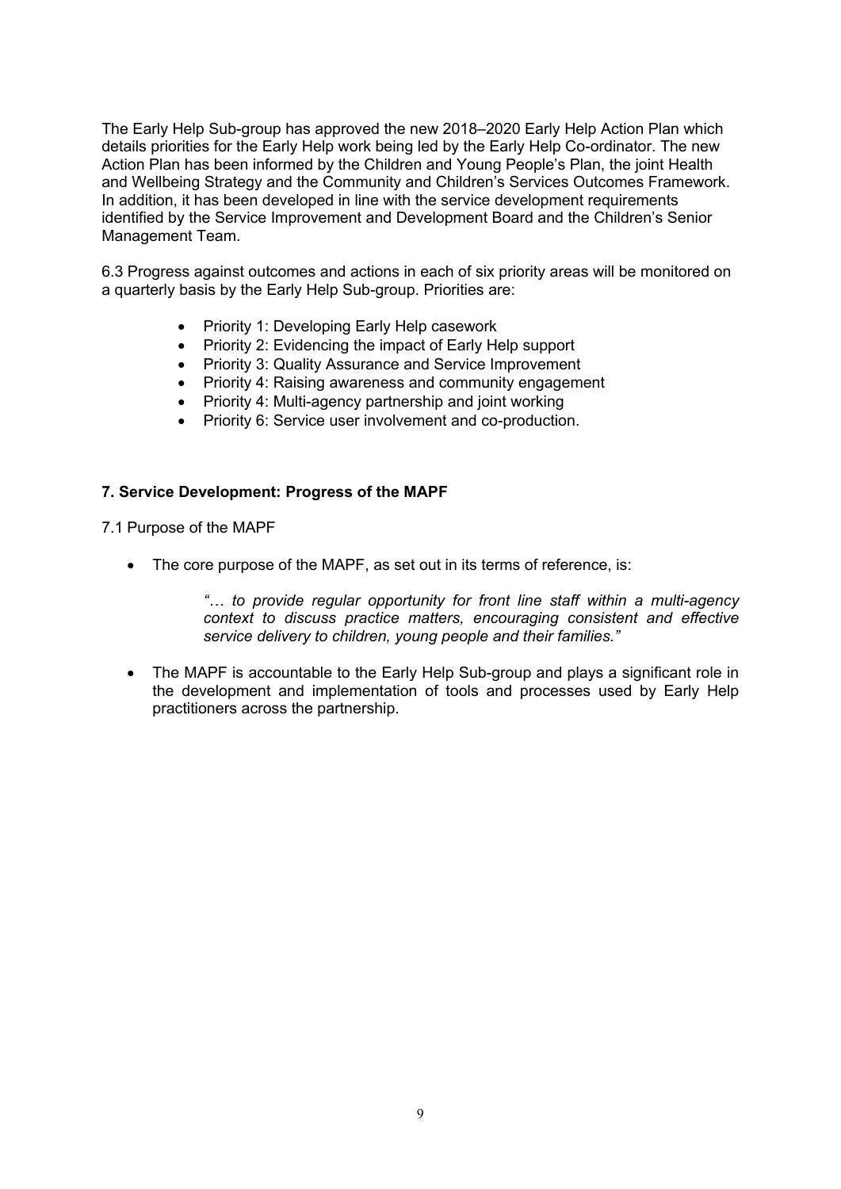The Early Help Sub-group has approved the new 2018–2020 Early Help Action Plan which details priorities for the Early Help work being led by the Early Help Co-ordinator. The new Action Plan has been informed by the Children and Young People's Plan, the joint Health and Wellbeing Strategy and the Community and Children's Services Outcomes Framework. In addition, it has been developed in line with the service development requirements identified by the Service Improvement and Development Board and the Children's Senior Management Team.

6.3 Progress against outcomes and actions in each of six priority areas will be monitored on a quarterly basis by the Early Help Sub-group. Priorities are:

- Priority 1: Developing Early Help casework
- Priority 2: Evidencing the impact of Early Help support
- Priority 3: Quality Assurance and Service Improvement
- Priority 4: Raising awareness and community engagement
- Priority 4: Multi-agency partnership and joint working
- Priority 6: Service user involvement and co-production.

### 7. Service Development: Progress of the MAPF

7.1 Purpose of the MAPF

- The core purpose of the MAPF, as set out in its terms of reference, is:

  *"… to provide regular opportunity for front line staff within a multi-agency context to discuss practice matters, encouraging consistent and effective service delivery to children, young people and their families."*

- The MAPF is accountable to the Early Help Sub-group and plays a significant role in the development and implementation of tools and processes used by Early Help practitioners across the partnership.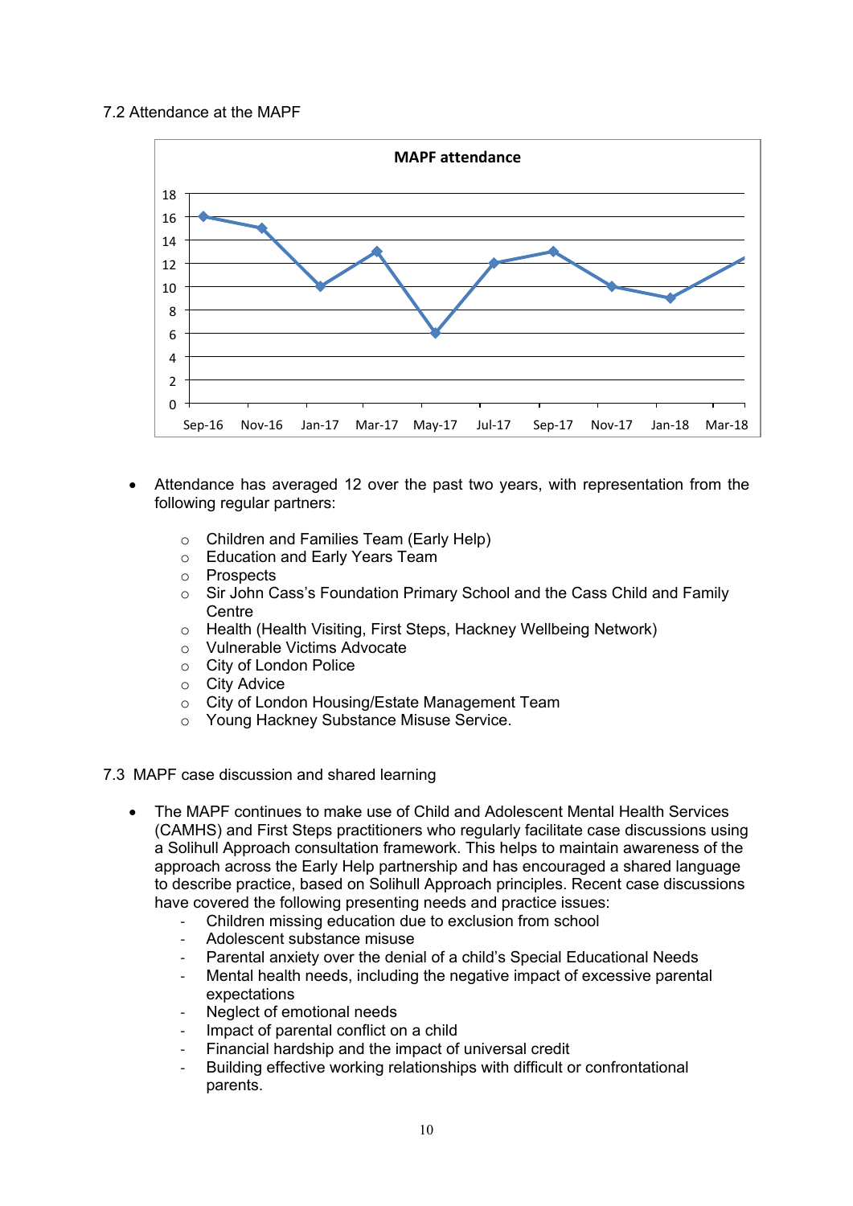### 7.2 Attendance at the MAPF

**MAPF attendance**

| Month | Attendance |
|---|---|
| Sep-16 | 16 |
| Nov-16 | 15 |
| Jan-17 | 10 |
| Mar-17 | 13 |
| May-17 | 6 |
| Jul-17 | 12 |
| Sep-17 | 13 |
| Nov-17 | 10 |
| Jan-18 | 9 |
| Mar-18 | 12.5 (line extends to chart edge; no marker) |

- Attendance has averaged 12 over the past two years, with representation from the following regular partners:
  - Children and Families Team (Early Help)
  - Education and Early Years Team
  - Prospects
  - Sir John Cass's Foundation Primary School and the Cass Child and Family Centre
  - Health (Health Visiting, First Steps, Hackney Wellbeing Network)
  - Vulnerable Victims Advocate
  - City of London Police
  - City Advice
  - City of London Housing/Estate Management Team
  - Young Hackney Substance Misuse Service.

### 7.3 MAPF case discussion and shared learning

- The MAPF continues to make use of Child and Adolescent Mental Health Services (CAMHS) and First Steps practitioners who regularly facilitate case discussions using a Solihull Approach consultation framework. This helps to maintain awareness of the approach across the Early Help partnership and has encouraged a shared language to describe practice, based on Solihull Approach principles. Recent case discussions have covered the following presenting needs and practice issues:
  - Children missing education due to exclusion from school
  - Adolescent substance misuse
  - Parental anxiety over the denial of a child's Special Educational Needs
  - Mental health needs, including the negative impact of excessive parental expectations
  - Neglect of emotional needs
  - Impact of parental conflict on a child
  - Financial hardship and the impact of universal credit
  - Building effective working relationships with difficult or confrontational parents.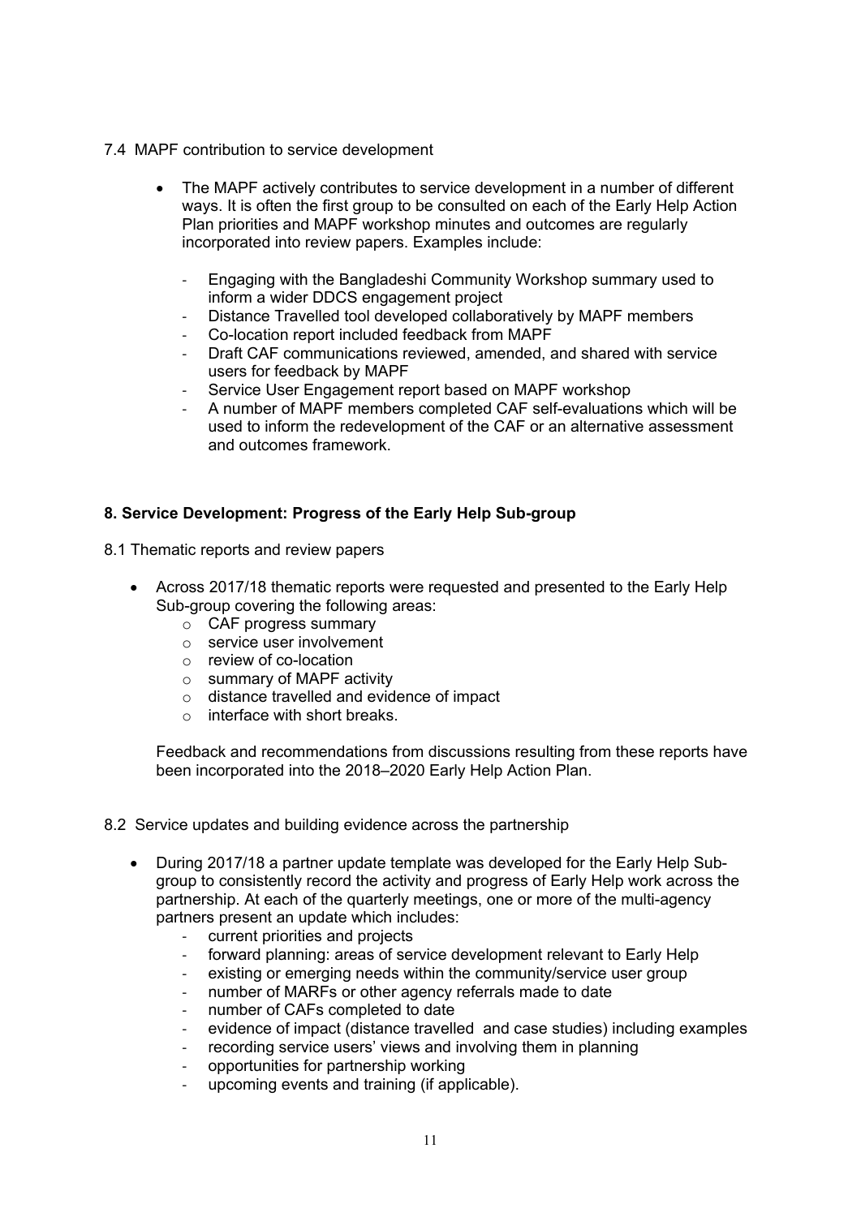7.4 MAPF contribution to service development

- The MAPF actively contributes to service development in a number of different ways. It is often the first group to be consulted on each of the Early Help Action Plan priorities and MAPF workshop minutes and outcomes are regularly incorporated into review papers. Examples include:

  - Engaging with the Bangladeshi Community Workshop summary used to inform a wider DDCS engagement project
  - Distance Travelled tool developed collaboratively by MAPF members
  - Co-location report included feedback from MAPF
  - Draft CAF communications reviewed, amended, and shared with service users for feedback by MAPF
  - Service User Engagement report based on MAPF workshop
  - A number of MAPF members completed CAF self-evaluations which will be used to inform the redevelopment of the CAF or an alternative assessment and outcomes framework.

## 8. Service Development: Progress of the Early Help Sub-group

8.1 Thematic reports and review papers

- Across 2017/18 thematic reports were requested and presented to the Early Help Sub-group covering the following areas:
  - CAF progress summary
  - service user involvement
  - review of co-location
  - summary of MAPF activity
  - distance travelled and evidence of impact
  - interface with short breaks.

  Feedback and recommendations from discussions resulting from these reports have been incorporated into the 2018–2020 Early Help Action Plan.

8.2 Service updates and building evidence across the partnership

- During 2017/18 a partner update template was developed for the Early Help Sub-group to consistently record the activity and progress of Early Help work across the partnership. At each of the quarterly meetings, one or more of the multi-agency partners present an update which includes:
  - current priorities and projects
  - forward planning: areas of service development relevant to Early Help
  - existing or emerging needs within the community/service user group
  - number of MARFs or other agency referrals made to date
  - number of CAFs completed to date
  - evidence of impact (distance travelled and case studies) including examples
  - recording service users' views and involving them in planning
  - opportunities for partnership working
  - upcoming events and training (if applicable).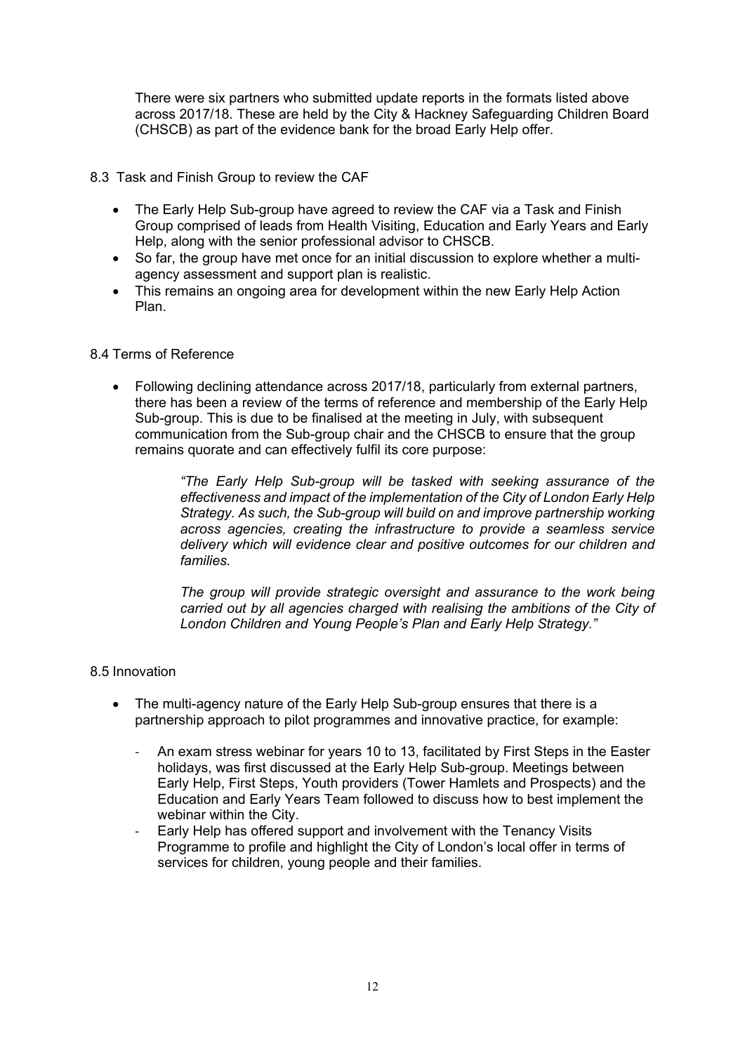There were six partners who submitted update reports in the formats listed above across 2017/18. These are held by the City & Hackney Safeguarding Children Board (CHSCB) as part of the evidence bank for the broad Early Help offer.

### 8.3 Task and Finish Group to review the CAF

- The Early Help Sub-group have agreed to review the CAF via a Task and Finish Group comprised of leads from Health Visiting, Education and Early Years and Early Help, along with the senior professional advisor to CHSCB.
- So far, the group have met once for an initial discussion to explore whether a multi-agency assessment and support plan is realistic.
- This remains an ongoing area for development within the new Early Help Action Plan.

### 8.4 Terms of Reference

- Following declining attendance across 2017/18, particularly from external partners, there has been a review of the terms of reference and membership of the Early Help Sub-group. This is due to be finalised at the meeting in July, with subsequent communication from the Sub-group chair and the CHSCB to ensure that the group remains quorate and can effectively fulfil its core purpose:

> *"The Early Help Sub-group will be tasked with seeking assurance of the effectiveness and impact of the implementation of the City of London Early Help Strategy. As such, the Sub-group will build on and improve partnership working across agencies, creating the infrastructure to provide a seamless service delivery which will evidence clear and positive outcomes for our children and families.*
>
> *The group will provide strategic oversight and assurance to the work being carried out by all agencies charged with realising the ambitions of the City of London Children and Young People's Plan and Early Help Strategy."*

### 8.5 Innovation

- The multi-agency nature of the Early Help Sub-group ensures that there is a partnership approach to pilot programmes and innovative practice, for example:
  - An exam stress webinar for years 10 to 13, facilitated by First Steps in the Easter holidays, was first discussed at the Early Help Sub-group. Meetings between Early Help, First Steps, Youth providers (Tower Hamlets and Prospects) and the Education and Early Years Team followed to discuss how to best implement the webinar within the City.
  - Early Help has offered support and involvement with the Tenancy Visits Programme to profile and highlight the City of London's local offer in terms of services for children, young people and their families.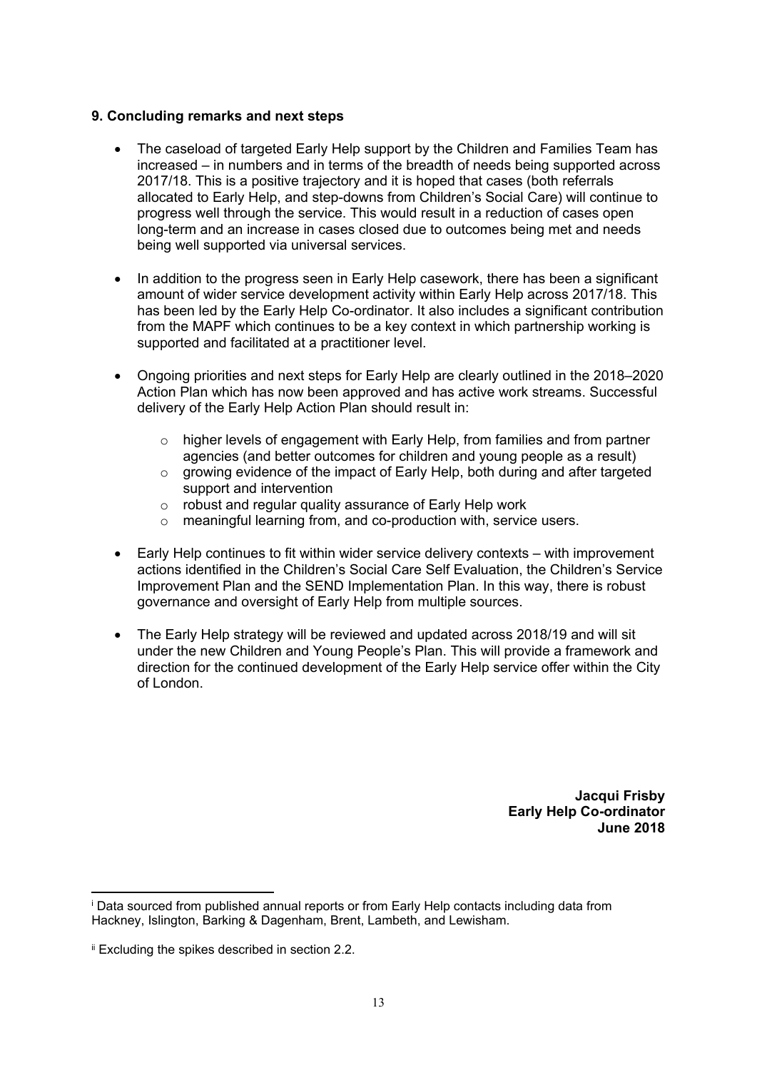## 9. Concluding remarks and next steps

- The caseload of targeted Early Help support by the Children and Families Team has increased – in numbers and in terms of the breadth of needs being supported across 2017/18. This is a positive trajectory and it is hoped that cases (both referrals allocated to Early Help, and step-downs from Children's Social Care) will continue to progress well through the service. This would result in a reduction of cases open long-term and an increase in cases closed due to outcomes being met and needs being well supported via universal services.

- In addition to the progress seen in Early Help casework, there has been a significant amount of wider service development activity within Early Help across 2017/18. This has been led by the Early Help Co-ordinator. It also includes a significant contribution from the MAPF which continues to be a key context in which partnership working is supported and facilitated at a practitioner level.

- Ongoing priorities and next steps for Early Help are clearly outlined in the 2018–2020 Action Plan which has now been approved and has active work streams. Successful delivery of the Early Help Action Plan should result in:
    - higher levels of engagement with Early Help, from families and from partner agencies (and better outcomes for children and young people as a result)
    - growing evidence of the impact of Early Help, both during and after targeted support and intervention
    - robust and regular quality assurance of Early Help work
    - meaningful learning from, and co-production with, service users.

- Early Help continues to fit within wider service delivery contexts – with improvement actions identified in the Children's Social Care Self Evaluation, the Children's Service Improvement Plan and the SEND Implementation Plan. In this way, there is robust governance and oversight of Early Help from multiple sources.

- The Early Help strategy will be reviewed and updated across 2018/19 and will sit under the new Children and Young People's Plan. This will provide a framework and direction for the continued development of the Early Help service offer within the City of London.

**Jacqui Frisby**
**Early Help Co-ordinator**
**June 2018**

---

[i] Data sourced from published annual reports or from Early Help contacts including data from Hackney, Islington, Barking & Dagenham, Brent, Lambeth, and Lewisham.

[ii] Excluding the spikes described in section 2.2.